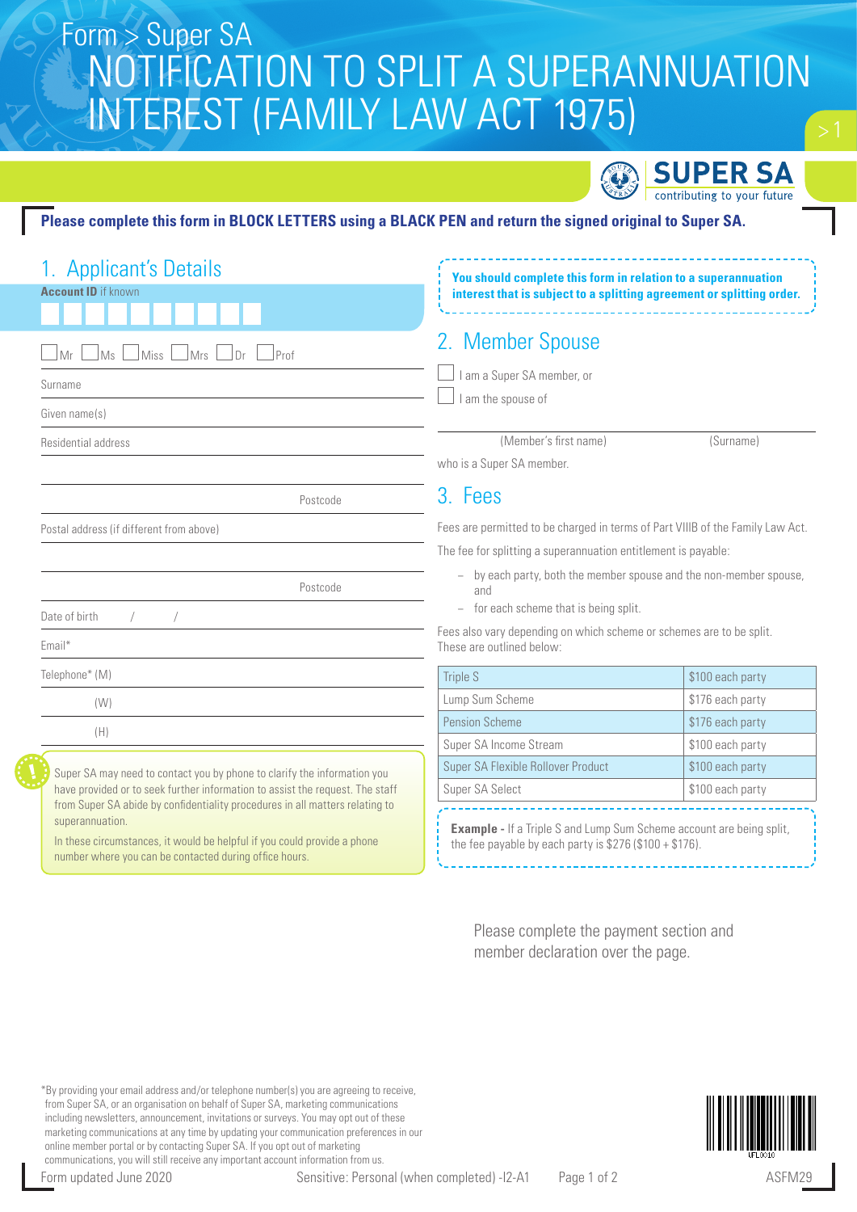Form > Super SA

# NOTIFICATION TO SPLIT A SUPERANNUATION INTEREST (FAMILY LAW ACT 1975)

SUPER SA contributing to your future

**Please complete this form in BLOCK LETTERS using a BLACK PEN and return the signed original to Super SA.**

## 1. Applicant's Details

**Account ID** if known

☐ Mr ☐ Ms ☐ Miss ☐ Mrs ☐ Dr ☐ Prof

Surname

Given name(s)

Residential address

Postcode

Postal address (if different from above)

Postcode

Date of birth / /

Email*

Telephone* (M)

(W)

(H)

Super SA may need to contact you by phone to clarify the information you have provided or to seek further information to assist the request. The staff from Super SA abide by confidentiality procedures in all matters relating to superannuation.

In these circumstances, it would be helpful if you could provide a phone number where you can be contacted during office hours.

**You should complete this form in relation to a superannuation interest that is subject to a splitting agreement or splitting order.**

## 2. Member Spouse

☐ I am a Super SA member, or

☐ I am the spouse of

(Member's first name) (Surname)

who is a Super SA member.

## 3. Fees

Fees are permitted to be charged in terms of Part VIIIB of the Family Law Act.

The fee for splitting a superannuation entitlement is payable:

- by each party, both the member spouse and the non-member spouse, and
- for each scheme that is being split.

Fees also vary depending on which scheme or schemes are to be split. These are outlined below:

| Scheme | Fee |
|---|---|
| Triple S | $100 each party |
| Lump Sum Scheme | $176 each party |
| Pension Scheme | $176 each party |
| Super SA Income Stream | $100 each party |
| Super SA Flexible Rollover Product | $100 each party |
| Super SA Select | $100 each party |

**Example -** If a Triple S and Lump Sum Scheme account are being split, the fee payable by each party is $276 ($100 + $176).

Please complete the payment section and member declaration over the page.

*By providing your email address and/or telephone number(s) you are agreeing to receive, from Super SA, or an organisation on behalf of Super SA, marketing communications including newsletters, announcement, invitations or surveys. You may opt out of these marketing communications at any time by updating your communication preferences in our online member portal or by contacting Super SA. If you opt out of marketing communications, you will still receive any important account information from us.

Form updated June 2020 Sensitive: Personal (when completed) -I2-A1 ASFM29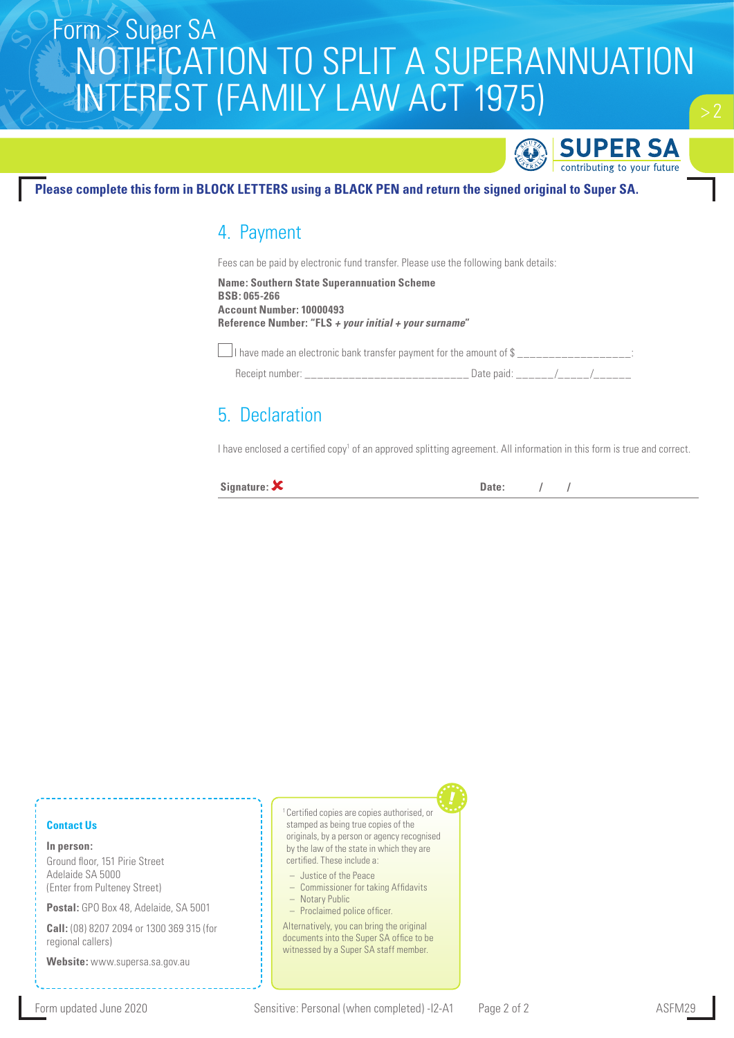# Form > Super SA

# NOTIFICATION TO SPLIT A SUPERANNUATION INTEREST (FAMILY LAW ACT 1975)

**Please complete this form in BLOCK LETTERS using a BLACK PEN and return the signed original to Super SA.**

## 4. Payment

Fees can be paid by electronic fund transfer. Please use the following bank details:

**Name: Southern State Superannuation Scheme**
**BSB: 065-266**
**Account Number: 10000493**
**Reference Number: "FLS *+ your initial + your surname*"**

☐ I have made an electronic bank transfer payment for the amount of $ _________________:

Receipt number: _________________________ Date paid: ______/_____/______

## 5. Declaration

I have enclosed a certified copy[1] of an approved splitting agreement. All information in this form is true and correct.

**Signature:** ✘ **Date:** / /

**Contact Us**

**In person:**
Ground floor, 151 Pirie Street
Adelaide SA 5000
(Enter from Pulteney Street)

**Postal:** GPO Box 48, Adelaide, SA 5001

**Call:** (08) 8207 2094 or 1300 369 315 (for regional callers)

**Website:** www.supersa.sa.gov.au

[1] Certified copies are copies authorised, or stamped as being true copies of the originals, by a person or agency recognised by the law of the state in which they are certified. These include a:

- Justice of the Peace
- Commissioner for taking Affidavits
- Notary Public
- Proclaimed police officer.

Alternatively, you can bring the original documents into the Super SA office to be witnessed by a Super SA staff member.

Form updated June 2020 Sensitive: Personal (when completed) -I2-A1 ASFM29